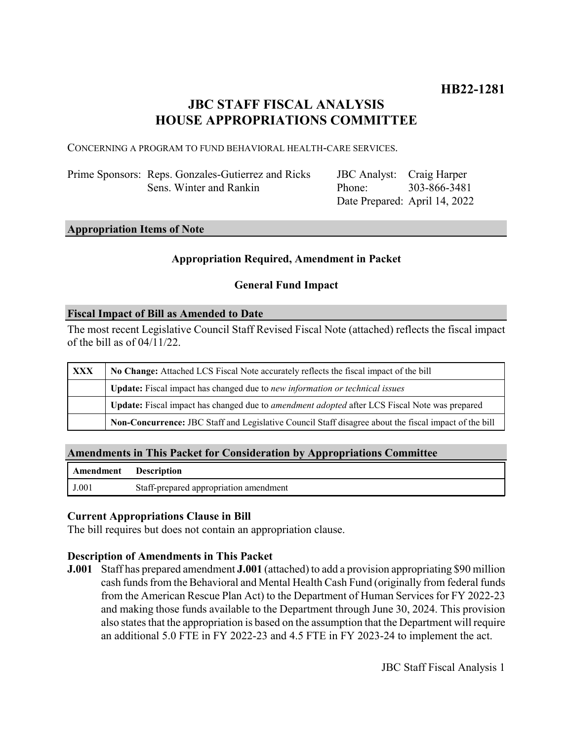**HB22-1281**

# JBC STAFF FISCAL ANALYSIS
# HOUSE APPROPRIATIONS COMMITTEE

CONCERNING A PROGRAM TO FUND BEHAVIORAL HEALTH-CARE SERVICES.

| | | | |
|---|---|---|---|
| Prime Sponsors: | Reps. Gonzales-Gutierrez and Ricks<br>Sens. Winter and Rankin | JBC Analyst:<br>Phone:<br>Date Prepared: | Craig Harper<br>303-866-3481<br>April 14, 2022 |

## Appropriation Items of Note

**Appropriation Required, Amendment in Packet**

**General Fund Impact**

## Fiscal Impact of Bill as Amended to Date

The most recent Legislative Council Staff Revised Fiscal Note (attached) reflects the fiscal impact of the bill as of 04/11/22.

| | |
|---|---|
| **XXX** | **No Change:** Attached LCS Fiscal Note accurately reflects the fiscal impact of the bill |
| | **Update:** Fiscal impact has changed due to *new information or technical issues* |
| | **Update:** Fiscal impact has changed due to *amendment adopted* after LCS Fiscal Note was prepared |
| | **Non-Concurrence:** JBC Staff and Legislative Council Staff disagree about the fiscal impact of the bill |

## Amendments in This Packet for Consideration by Appropriations Committee

| Amendment | Description |
|---|---|
| J.001 | Staff-prepared appropriation amendment |

### Current Appropriations Clause in Bill

The bill requires but does not contain an appropriation clause.

### Description of Amendments in This Packet

**J.001** Staff has prepared amendment **J.001** (attached) to add a provision appropriating $90 million cash funds from the Behavioral and Mental Health Cash Fund (originally from federal funds from the American Rescue Plan Act) to the Department of Human Services for FY 2022-23 and making those funds available to the Department through June 30, 2024. This provision also states that the appropriation is based on the assumption that the Department will require an additional 5.0 FTE in FY 2022-23 and 4.5 FTE in FY 2023-24 to implement the act.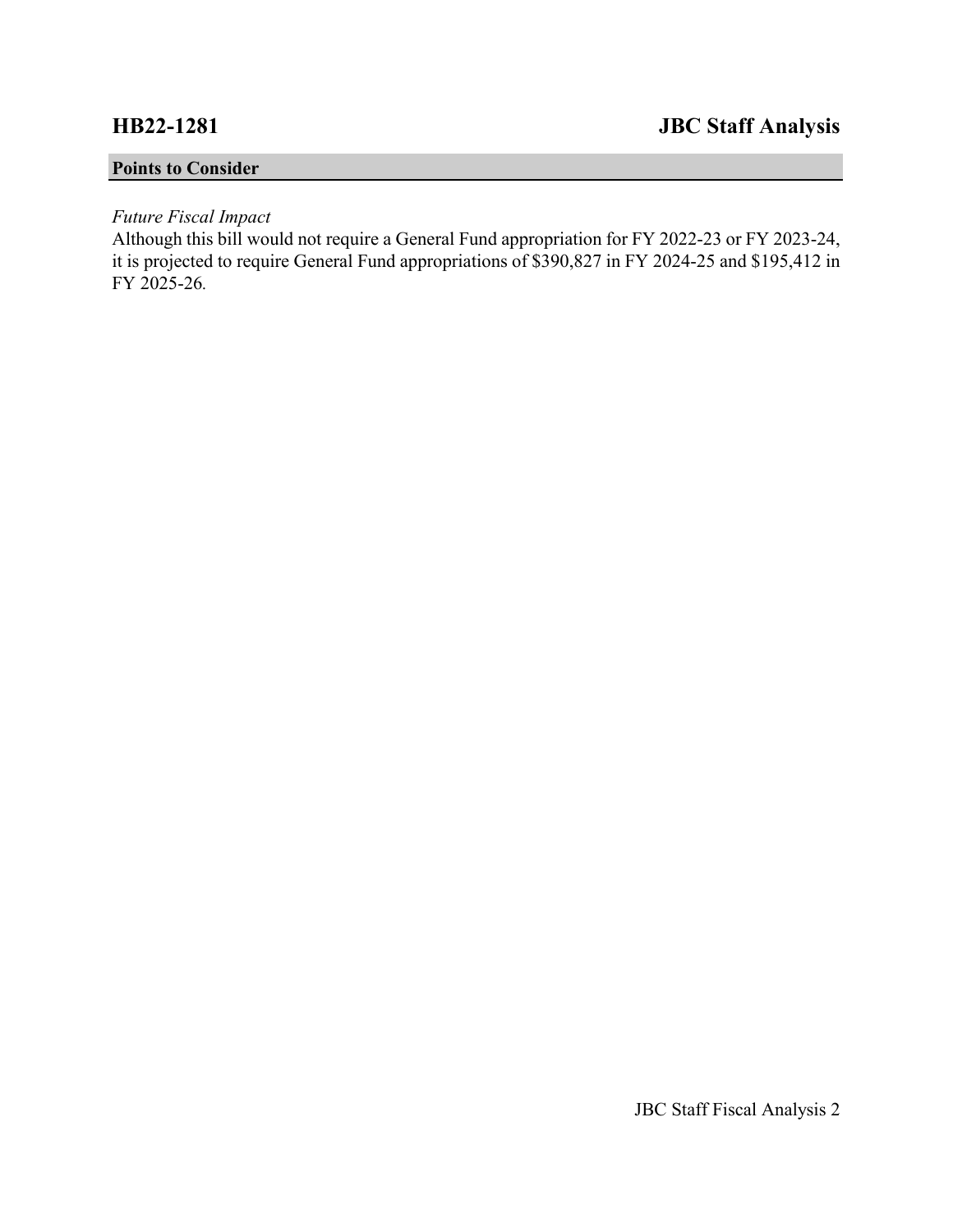## Points to Consider

*Future Fiscal Impact*

Although this bill would not require a General Fund appropriation for FY 2022-23 or FY 2023-24, it is projected to require General Fund appropriations of $390,827 in FY 2024-25 and $195,412 in FY 2025-26.